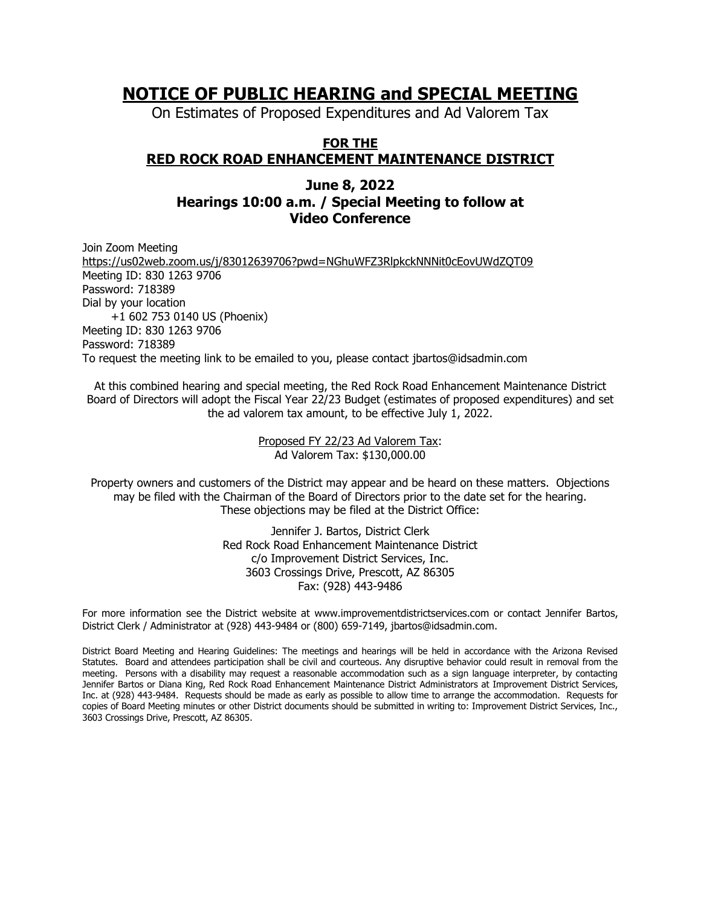# NOTICE OF PUBLIC HEARING and SPECIAL MEETING

On Estimates of Proposed Expenditures and Ad Valorem Tax

## FOR THE
## RED ROCK ROAD ENHANCEMENT MAINTENANCE DISTRICT

### June 8, 2022
### Hearings 10:00 a.m. / Special Meeting to follow at
### Video Conference

Join Zoom Meeting
https://us02web.zoom.us/j/83012639706?pwd=NGhuWFZ3RlpkckNNNit0cEovUWdZQT09
Meeting ID: 830 1263 9706
Password: 718389
Dial by your location
+1 602 753 0140 US (Phoenix)
Meeting ID: 830 1263 9706
Password: 718389
To request the meeting link to be emailed to you, please contact jbartos@idsadmin.com

At this combined hearing and special meeting, the Red Rock Road Enhancement Maintenance District Board of Directors will adopt the Fiscal Year 22/23 Budget (estimates of proposed expenditures) and set the ad valorem tax amount, to be effective July 1, 2022.

Proposed FY 22/23 Ad Valorem Tax:
Ad Valorem Tax: $130,000.00

Property owners and customers of the District may appear and be heard on these matters. Objections may be filed with the Chairman of the Board of Directors prior to the date set for the hearing. These objections may be filed at the District Office:

Jennifer J. Bartos, District Clerk
Red Rock Road Enhancement Maintenance District
c/o Improvement District Services, Inc.
3603 Crossings Drive, Prescott, AZ 86305
Fax: (928) 443-9486

For more information see the District website at www.improvementdistrictservices.com or contact Jennifer Bartos, District Clerk / Administrator at (928) 443-9484 or (800) 659-7149, jbartos@idsadmin.com.

District Board Meeting and Hearing Guidelines: The meetings and hearings will be held in accordance with the Arizona Revised Statutes. Board and attendees participation shall be civil and courteous. Any disruptive behavior could result in removal from the meeting. Persons with a disability may request a reasonable accommodation such as a sign language interpreter, by contacting Jennifer Bartos or Diana King, Red Rock Road Enhancement Maintenance District Administrators at Improvement District Services, Inc. at (928) 443-9484. Requests should be made as early as possible to allow time to arrange the accommodation. Requests for copies of Board Meeting minutes or other District documents should be submitted in writing to: Improvement District Services, Inc., 3603 Crossings Drive, Prescott, AZ 86305.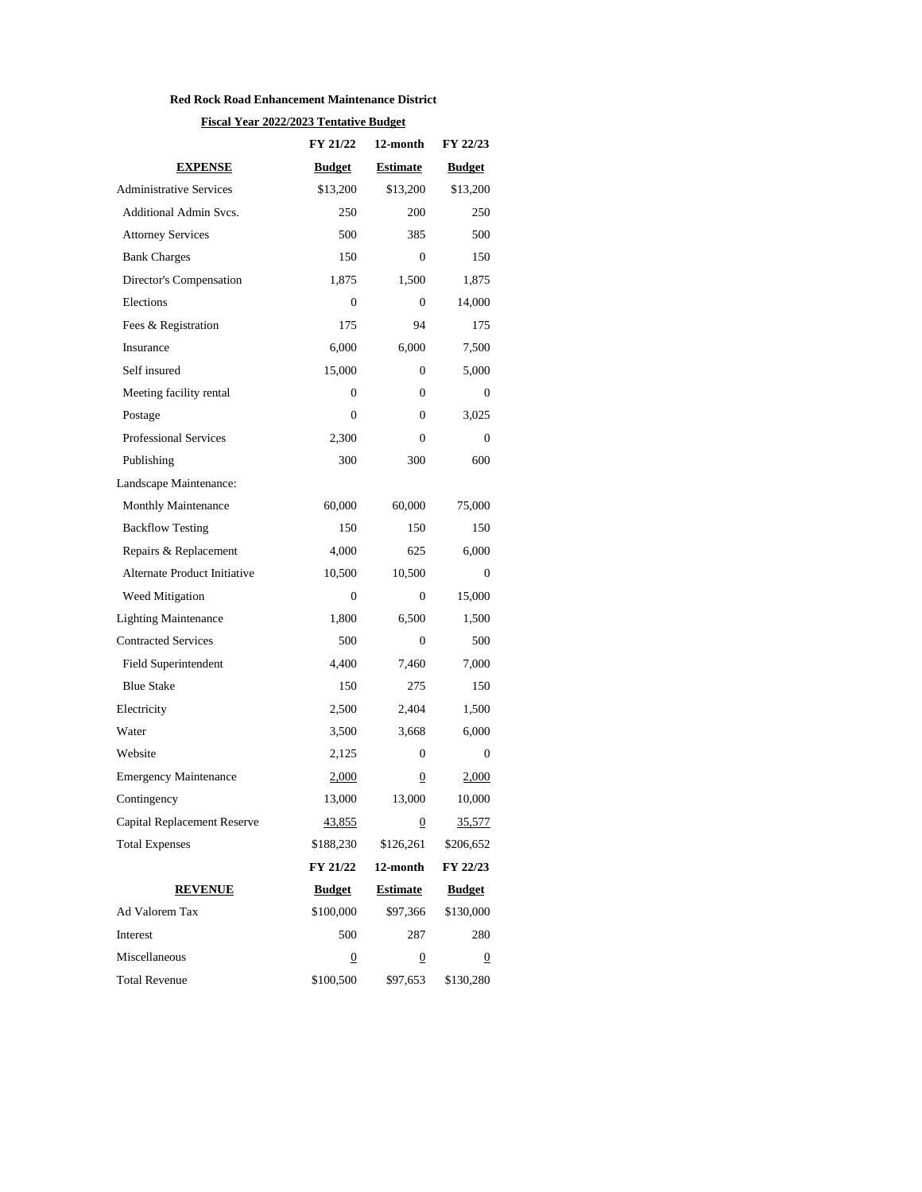**Red Rock Road Enhancement Maintenance District**

**Fiscal Year 2022/2023 Tentative Budget**

| EXPENSE | FY 21/22 Budget | 12-month Estimate | FY 22/23 Budget |
|---|---|---|---|
| Administrative Services | $13,200 | $13,200 | $13,200 |
| Additional Admin Svcs. | 250 | 200 | 250 |
| Attorney Services | 500 | 385 | 500 |
| Bank Charges | 150 | 0 | 150 |
| Director's Compensation | 1,875 | 1,500 | 1,875 |
| Elections | 0 | 0 | 14,000 |
| Fees & Registration | 175 | 94 | 175 |
| Insurance | 6,000 | 6,000 | 7,500 |
| Self insured | 15,000 | 0 | 5,000 |
| Meeting facility rental | 0 | 0 | 0 |
| Postage | 0 | 0 | 3,025 |
| Professional Services | 2,300 | 0 | 0 |
| Publishing | 300 | 300 | 600 |
| Landscape Maintenance: | | | |
| Monthly Maintenance | 60,000 | 60,000 | 75,000 |
| Backflow Testing | 150 | 150 | 150 |
| Repairs & Replacement | 4,000 | 625 | 6,000 |
| Alternate Product Initiative | 10,500 | 10,500 | 0 |
| Weed Mitigation | 0 | 0 | 15,000 |
| Lighting Maintenance | 1,800 | 6,500 | 1,500 |
| Contracted Services | 500 | 0 | 500 |
| Field Superintendent | 4,400 | 7,460 | 7,000 |
| Blue Stake | 150 | 275 | 150 |
| Electricity | 2,500 | 2,404 | 1,500 |
| Water | 3,500 | 3,668 | 6,000 |
| Website | 2,125 | 0 | 0 |
| Emergency Maintenance | 2,000 | 0 | 2,000 |
| Contingency | 13,000 | 13,000 | 10,000 |
| Capital Replacement Reserve | 43,855 | 0 | 35,577 |
| Total Expenses | $188,230 | $126,261 | $206,652 |

| REVENUE | FY 21/22 Budget | 12-month Estimate | FY 22/23 Budget |
|---|---|---|---|
| Ad Valorem Tax | $100,000 | $97,366 | $130,000 |
| Interest | 500 | 287 | 280 |
| Miscellaneous | 0 | 0 | 0 |
| Total Revenue | $100,500 | $97,653 | $130,280 |